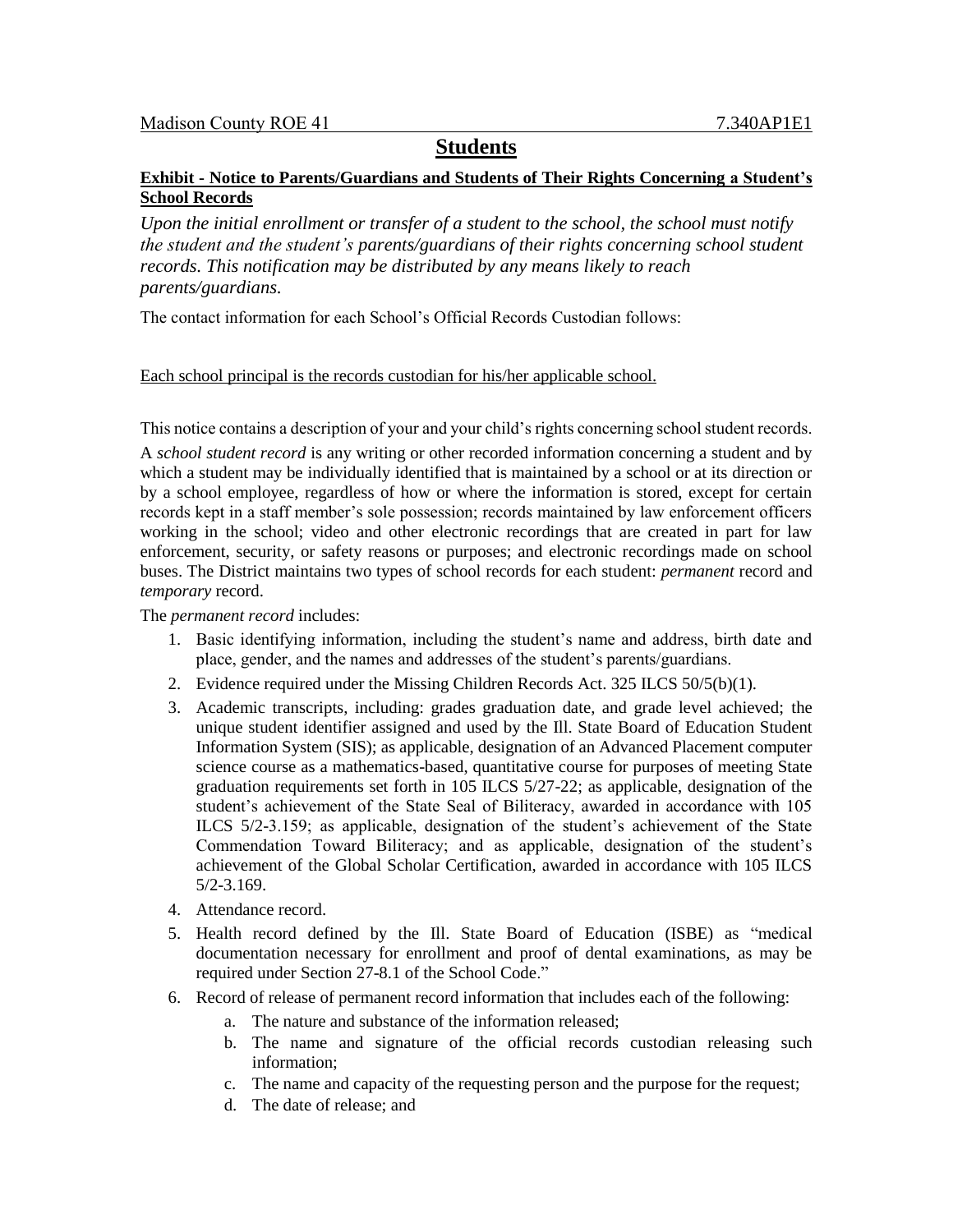Madison County ROE 41 7.340AP1E1

# Students

**Exhibit - Notice to Parents/Guardians and Students of Their Rights Concerning a Student's School Records**

*Upon the initial enrollment or transfer of a student to the school, the school must notify the student and the student's parents/guardians of their rights concerning school student records. This notification may be distributed by any means likely to reach parents/guardians.*

The contact information for each School's Official Records Custodian follows:

Each school principal is the records custodian for his/her applicable school.

This notice contains a description of your and your child's rights concerning school student records.

A *school student record* is any writing or other recorded information concerning a student and by which a student may be individually identified that is maintained by a school or at its direction or by a school employee, regardless of how or where the information is stored, except for certain records kept in a staff member's sole possession; records maintained by law enforcement officers working in the school; video and other electronic recordings that are created in part for law enforcement, security, or safety reasons or purposes; and electronic recordings made on school buses. The District maintains two types of school records for each student: *permanent* record and *temporary* record.

The *permanent record* includes:

1. Basic identifying information, including the student's name and address, birth date and place, gender, and the names and addresses of the student's parents/guardians.
2. Evidence required under the Missing Children Records Act. 325 ILCS 50/5(b)(1).
3. Academic transcripts, including: grades graduation date, and grade level achieved; the unique student identifier assigned and used by the Ill. State Board of Education Student Information System (SIS); as applicable, designation of an Advanced Placement computer science course as a mathematics-based, quantitative course for purposes of meeting State graduation requirements set forth in 105 ILCS 5/27-22; as applicable, designation of the student's achievement of the State Seal of Biliteracy, awarded in accordance with 105 ILCS 5/2-3.159; as applicable, designation of the student's achievement of the State Commendation Toward Biliteracy; and as applicable, designation of the student's achievement of the Global Scholar Certification, awarded in accordance with 105 ILCS 5/2-3.169.
4. Attendance record.
5. Health record defined by the Ill. State Board of Education (ISBE) as "medical documentation necessary for enrollment and proof of dental examinations, as may be required under Section 27-8.1 of the School Code."
6. Record of release of permanent record information that includes each of the following:
   a. The nature and substance of the information released;
   b. The name and signature of the official records custodian releasing such information;
   c. The name and capacity of the requesting person and the purpose for the request;
   d. The date of release; and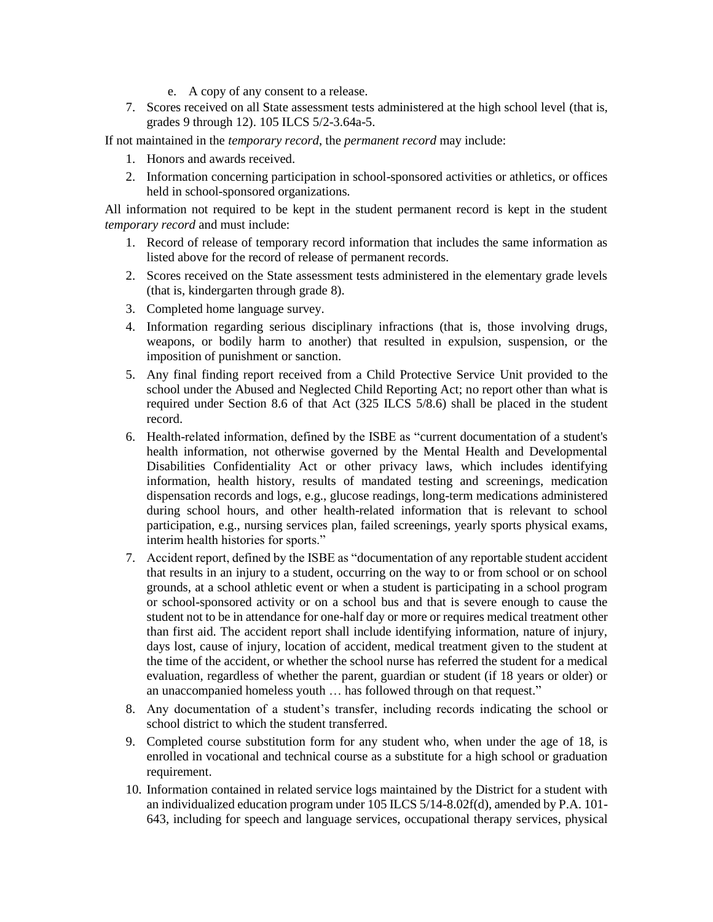e. A copy of any consent to a release.

7. Scores received on all State assessment tests administered at the high school level (that is, grades 9 through 12). 105 ILCS 5/2-3.64a-5.

If not maintained in the *temporary record*, the *permanent record* may include:

1. Honors and awards received.
2. Information concerning participation in school-sponsored activities or athletics, or offices held in school-sponsored organizations.

All information not required to be kept in the student permanent record is kept in the student *temporary record* and must include:

1. Record of release of temporary record information that includes the same information as listed above for the record of release of permanent records.
2. Scores received on the State assessment tests administered in the elementary grade levels (that is, kindergarten through grade 8).
3. Completed home language survey.
4. Information regarding serious disciplinary infractions (that is, those involving drugs, weapons, or bodily harm to another) that resulted in expulsion, suspension, or the imposition of punishment or sanction.
5. Any final finding report received from a Child Protective Service Unit provided to the school under the Abused and Neglected Child Reporting Act; no report other than what is required under Section 8.6 of that Act (325 ILCS 5/8.6) shall be placed in the student record.
6. Health-related information, defined by the ISBE as "current documentation of a student's health information, not otherwise governed by the Mental Health and Developmental Disabilities Confidentiality Act or other privacy laws, which includes identifying information, health history, results of mandated testing and screenings, medication dispensation records and logs, e.g., glucose readings, long-term medications administered during school hours, and other health-related information that is relevant to school participation, e.g., nursing services plan, failed screenings, yearly sports physical exams, interim health histories for sports."
7. Accident report, defined by the ISBE as "documentation of any reportable student accident that results in an injury to a student, occurring on the way to or from school or on school grounds, at a school athletic event or when a student is participating in a school program or school-sponsored activity or on a school bus and that is severe enough to cause the student not to be in attendance for one-half day or more or requires medical treatment other than first aid. The accident report shall include identifying information, nature of injury, days lost, cause of injury, location of accident, medical treatment given to the student at the time of the accident, or whether the school nurse has referred the student for a medical evaluation, regardless of whether the parent, guardian or student (if 18 years or older) or an unaccompanied homeless youth … has followed through on that request."
8. Any documentation of a student's transfer, including records indicating the school or school district to which the student transferred.
9. Completed course substitution form for any student who, when under the age of 18, is enrolled in vocational and technical course as a substitute for a high school or graduation requirement.
10. Information contained in related service logs maintained by the District for a student with an individualized education program under 105 ILCS 5/14-8.02f(d), amended by P.A. 101-643, including for speech and language services, occupational therapy services, physical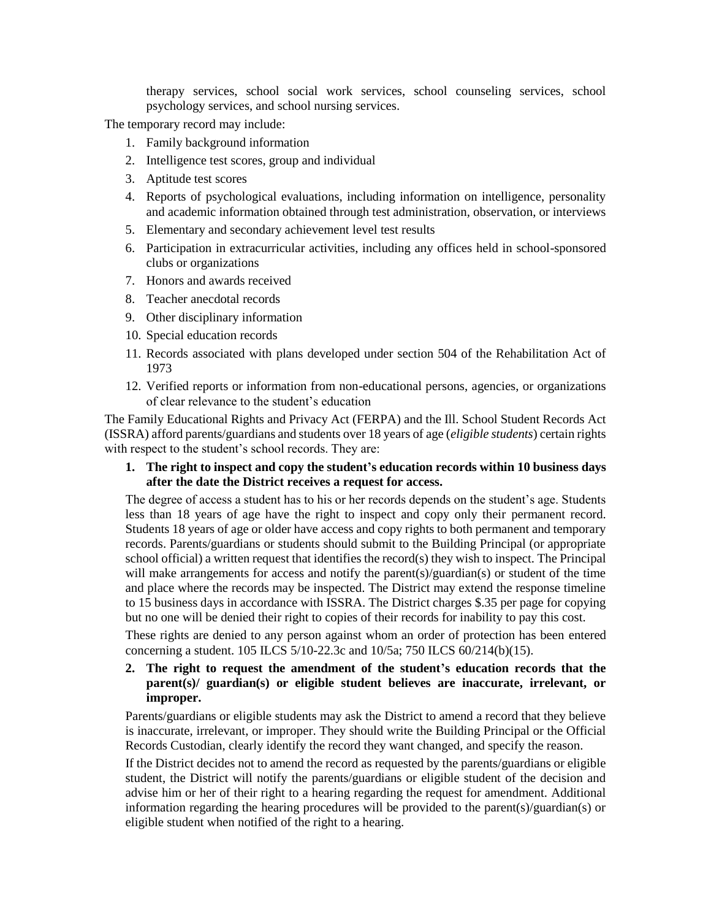therapy services, school social work services, school counseling services, school psychology services, and school nursing services.

The temporary record may include:

1. Family background information
2. Intelligence test scores, group and individual
3. Aptitude test scores
4. Reports of psychological evaluations, including information on intelligence, personality and academic information obtained through test administration, observation, or interviews
5. Elementary and secondary achievement level test results
6. Participation in extracurricular activities, including any offices held in school-sponsored clubs or organizations
7. Honors and awards received
8. Teacher anecdotal records
9. Other disciplinary information
10. Special education records
11. Records associated with plans developed under section 504 of the Rehabilitation Act of 1973
12. Verified reports or information from non-educational persons, agencies, or organizations of clear relevance to the student's education

The Family Educational Rights and Privacy Act (FERPA) and the Ill. School Student Records Act (ISSRA) afford parents/guardians and students over 18 years of age (*eligible students*) certain rights with respect to the student's school records. They are:

1. **The right to inspect and copy the student's education records within 10 business days after the date the District receives a request for access.**

   The degree of access a student has to his or her records depends on the student's age. Students less than 18 years of age have the right to inspect and copy only their permanent record. Students 18 years of age or older have access and copy rights to both permanent and temporary records. Parents/guardians or students should submit to the Building Principal (or appropriate school official) a written request that identifies the record(s) they wish to inspect. The Principal will make arrangements for access and notify the parent(s)/guardian(s) or student of the time and place where the records may be inspected. The District may extend the response timeline to 15 business days in accordance with ISSRA. The District charges $.35 per page for copying but no one will be denied their right to copies of their records for inability to pay this cost.

   These rights are denied to any person against whom an order of protection has been entered concerning a student. 105 ILCS 5/10-22.3c and 10/5a; 750 ILCS 60/214(b)(15).

2. **The right to request the amendment of the student's education records that the parent(s)/ guardian(s) or eligible student believes are inaccurate, irrelevant, or improper.**

   Parents/guardians or eligible students may ask the District to amend a record that they believe is inaccurate, irrelevant, or improper. They should write the Building Principal or the Official Records Custodian, clearly identify the record they want changed, and specify the reason.

   If the District decides not to amend the record as requested by the parents/guardians or eligible student, the District will notify the parents/guardians or eligible student of the decision and advise him or her of their right to a hearing regarding the request for amendment. Additional information regarding the hearing procedures will be provided to the parent(s)/guardian(s) or eligible student when notified of the right to a hearing.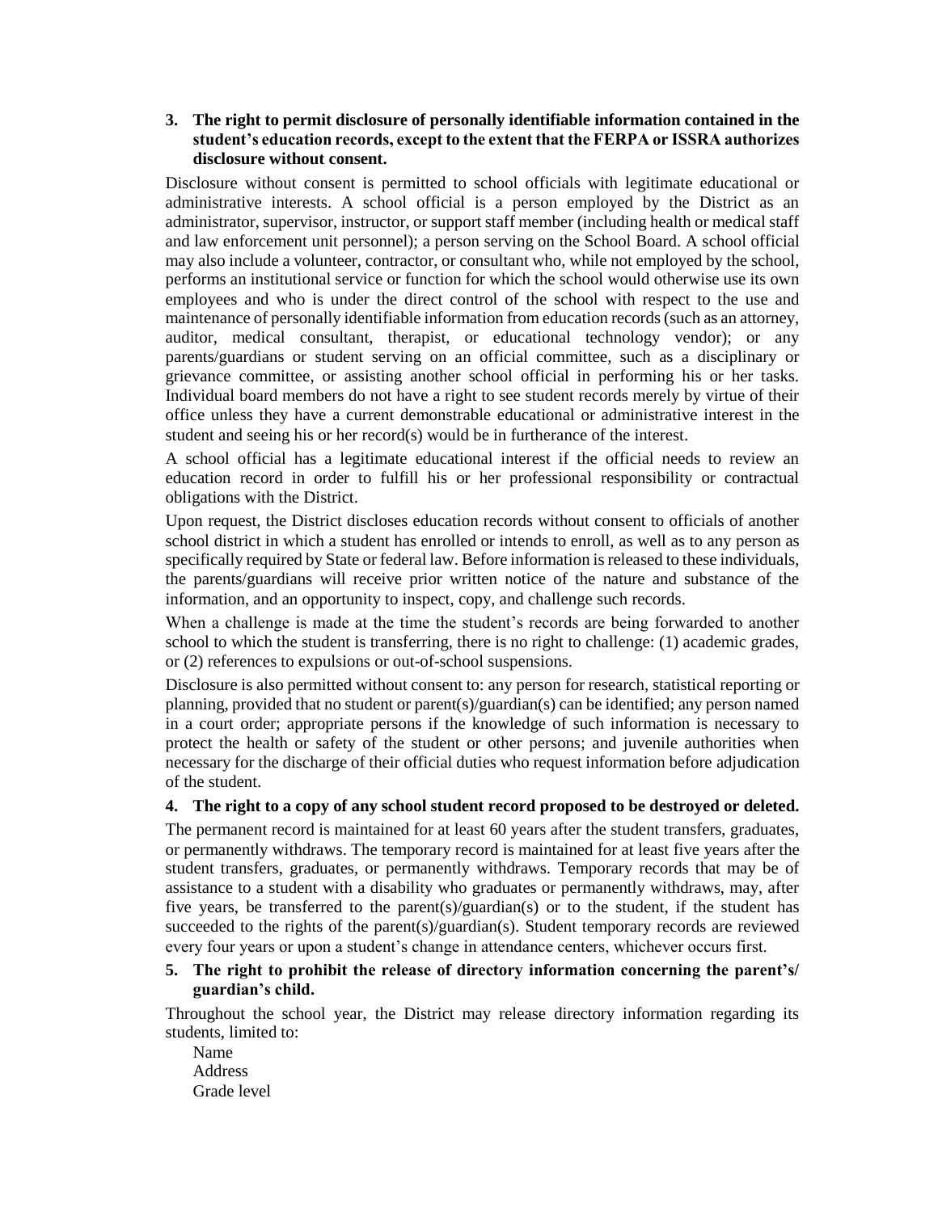3. **The right to permit disclosure of personally identifiable information contained in the student's education records, except to the extent that the FERPA or ISSRA authorizes disclosure without consent.**

Disclosure without consent is permitted to school officials with legitimate educational or administrative interests. A school official is a person employed by the District as an administrator, supervisor, instructor, or support staff member (including health or medical staff and law enforcement unit personnel); a person serving on the School Board. A school official may also include a volunteer, contractor, or consultant who, while not employed by the school, performs an institutional service or function for which the school would otherwise use its own employees and who is under the direct control of the school with respect to the use and maintenance of personally identifiable information from education records (such as an attorney, auditor, medical consultant, therapist, or educational technology vendor); or any parents/guardians or student serving on an official committee, such as a disciplinary or grievance committee, or assisting another school official in performing his or her tasks. Individual board members do not have a right to see student records merely by virtue of their office unless they have a current demonstrable educational or administrative interest in the student and seeing his or her record(s) would be in furtherance of the interest.

A school official has a legitimate educational interest if the official needs to review an education record in order to fulfill his or her professional responsibility or contractual obligations with the District.

Upon request, the District discloses education records without consent to officials of another school district in which a student has enrolled or intends to enroll, as well as to any person as specifically required by State or federal law. Before information is released to these individuals, the parents/guardians will receive prior written notice of the nature and substance of the information, and an opportunity to inspect, copy, and challenge such records.

When a challenge is made at the time the student's records are being forwarded to another school to which the student is transferring, there is no right to challenge: (1) academic grades, or (2) references to expulsions or out-of-school suspensions.

Disclosure is also permitted without consent to: any person for research, statistical reporting or planning, provided that no student or parent(s)/guardian(s) can be identified; any person named in a court order; appropriate persons if the knowledge of such information is necessary to protect the health or safety of the student or other persons; and juvenile authorities when necessary for the discharge of their official duties who request information before adjudication of the student.

4. **The right to a copy of any school student record proposed to be destroyed or deleted.**

The permanent record is maintained for at least 60 years after the student transfers, graduates, or permanently withdraws. The temporary record is maintained for at least five years after the student transfers, graduates, or permanently withdraws. Temporary records that may be of assistance to a student with a disability who graduates or permanently withdraws, may, after five years, be transferred to the parent(s)/guardian(s) or to the student, if the student has succeeded to the rights of the parent(s)/guardian(s). Student temporary records are reviewed every four years or upon a student's change in attendance centers, whichever occurs first.

5. **The right to prohibit the release of directory information concerning the parent's/ guardian's child.**

Throughout the school year, the District may release directory information regarding its students, limited to:

Name
Address
Grade level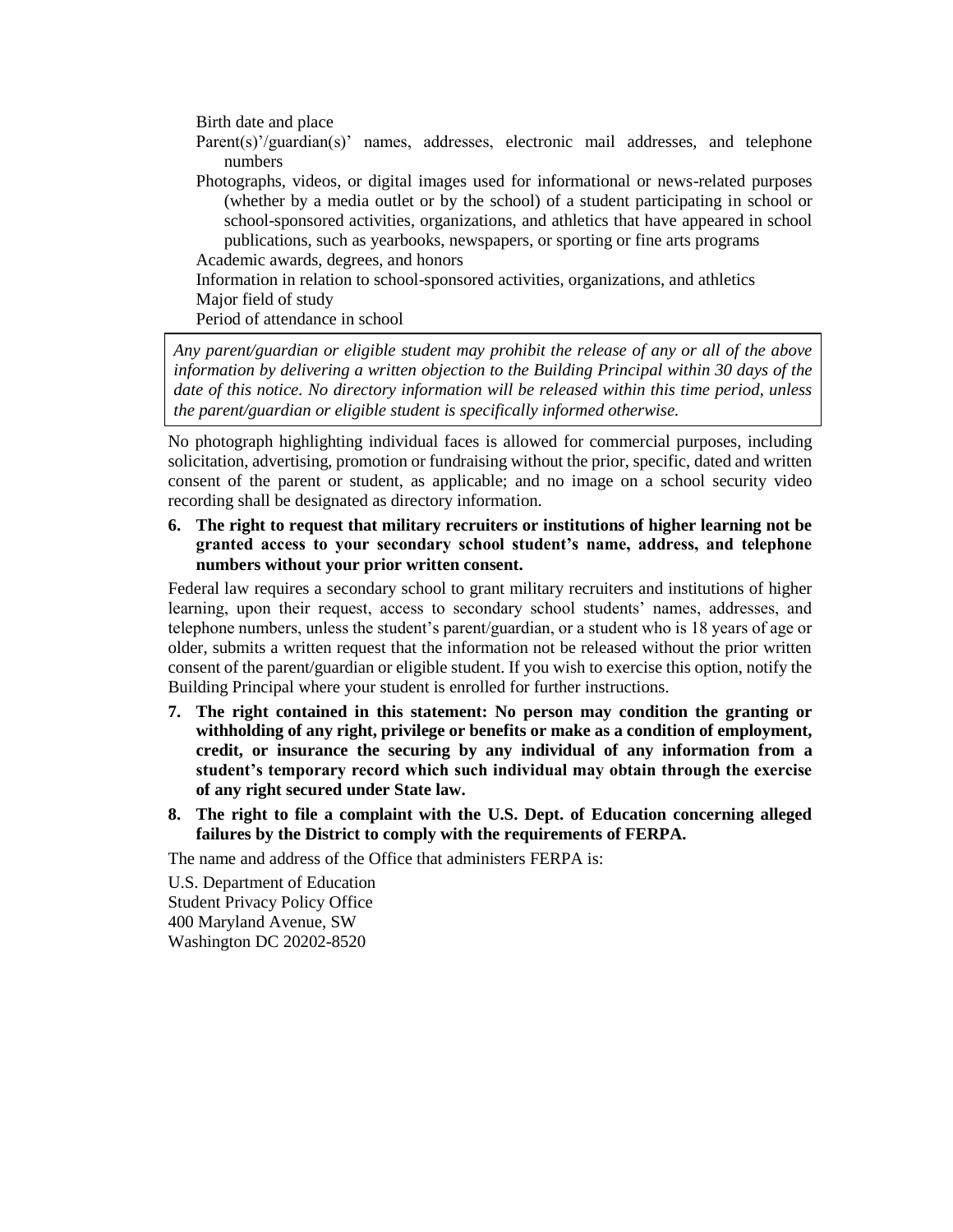Birth date and place

Parent(s)'/guardian(s)' names, addresses, electronic mail addresses, and telephone numbers

Photographs, videos, or digital images used for informational or news-related purposes (whether by a media outlet or by the school) of a student participating in school or school-sponsored activities, organizations, and athletics that have appeared in school publications, such as yearbooks, newspapers, or sporting or fine arts programs

Academic awards, degrees, and honors

Information in relation to school-sponsored activities, organizations, and athletics

Major field of study

Period of attendance in school

*Any parent/guardian or eligible student may prohibit the release of any or all of the above information by delivering a written objection to the Building Principal within 30 days of the date of this notice. No directory information will be released within this time period, unless the parent/guardian or eligible student is specifically informed otherwise.*

No photograph highlighting individual faces is allowed for commercial purposes, including solicitation, advertising, promotion or fundraising without the prior, specific, dated and written consent of the parent or student, as applicable; and no image on a school security video recording shall be designated as directory information.

**6. The right to request that military recruiters or institutions of higher learning not be granted access to your secondary school student's name, address, and telephone numbers without your prior written consent.**

Federal law requires a secondary school to grant military recruiters and institutions of higher learning, upon their request, access to secondary school students' names, addresses, and telephone numbers, unless the student's parent/guardian, or a student who is 18 years of age or older, submits a written request that the information not be released without the prior written consent of the parent/guardian or eligible student. If you wish to exercise this option, notify the Building Principal where your student is enrolled for further instructions.

**7. The right contained in this statement: No person may condition the granting or withholding of any right, privilege or benefits or make as a condition of employment, credit, or insurance the securing by any individual of any information from a student's temporary record which such individual may obtain through the exercise of any right secured under State law.**

**8. The right to file a complaint with the U.S. Dept. of Education concerning alleged failures by the District to comply with the requirements of FERPA.**

The name and address of the Office that administers FERPA is:

U.S. Department of Education
Student Privacy Policy Office
400 Maryland Avenue, SW
Washington DC 20202-8520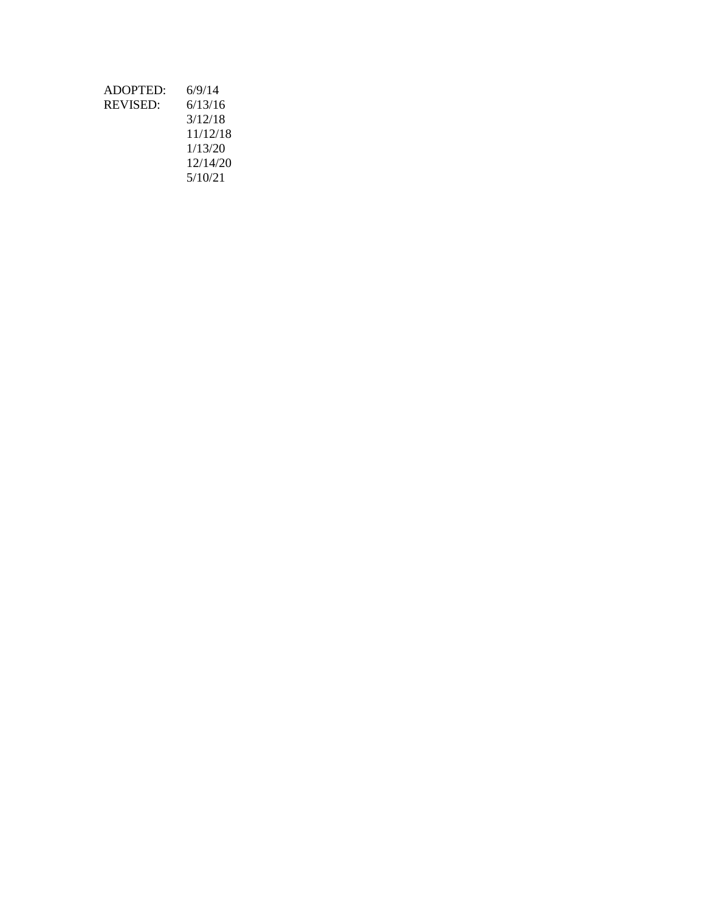| | |
|---|---|
| ADOPTED: | 6/9/14 |
| REVISED: | 6/13/16 |
| | 3/12/18 |
| | 11/12/18 |
| | 1/13/20 |
| | 12/14/20 |
| | 5/10/21 |